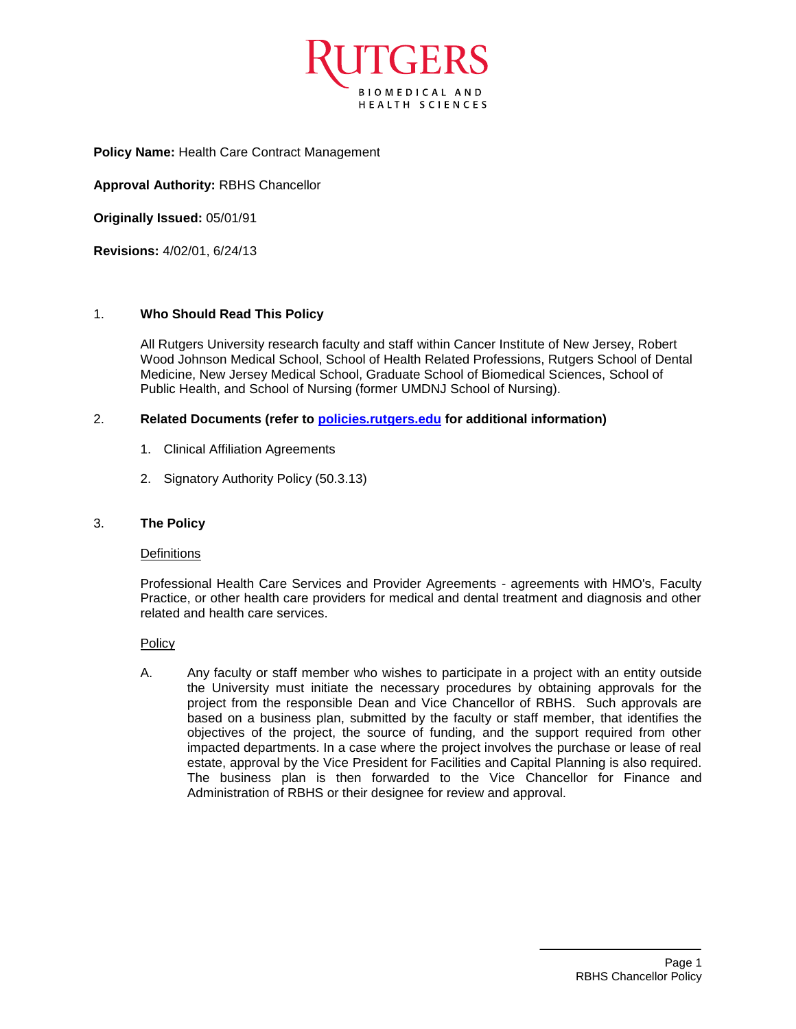RUTGERS
BIOMEDICAL AND HEALTH SCIENCES

**Policy Name:** Health Care Contract Management

**Approval Authority:** RBHS Chancellor

**Originally Issued:** 05/01/91

**Revisions:** 4/02/01, 6/24/13

## 1. Who Should Read This Policy

All Rutgers University research faculty and staff within Cancer Institute of New Jersey, Robert Wood Johnson Medical School, School of Health Related Professions, Rutgers School of Dental Medicine, New Jersey Medical School, Graduate School of Biomedical Sciences, School of Public Health, and School of Nursing (former UMDNJ School of Nursing).

## 2. Related Documents (refer to [policies.rutgers.edu](http://policies.rutgers.edu) for additional information)

1. Clinical Affiliation Agreements
2. Signatory Authority Policy (50.3.13)

## 3. The Policy

Definitions

Professional Health Care Services and Provider Agreements - agreements with HMO's, Faculty Practice, or other health care providers for medical and dental treatment and diagnosis and other related and health care services.

Policy

A. Any faculty or staff member who wishes to participate in a project with an entity outside the University must initiate the necessary procedures by obtaining approvals for the project from the responsible Dean and Vice Chancellor of RBHS. Such approvals are based on a business plan, submitted by the faculty or staff member, that identifies the objectives of the project, the source of funding, and the support required from other impacted departments. In a case where the project involves the purchase or lease of real estate, approval by the Vice President for Facilities and Capital Planning is also required. The business plan is then forwarded to the Vice Chancellor for Finance and Administration of RBHS or their designee for review and approval.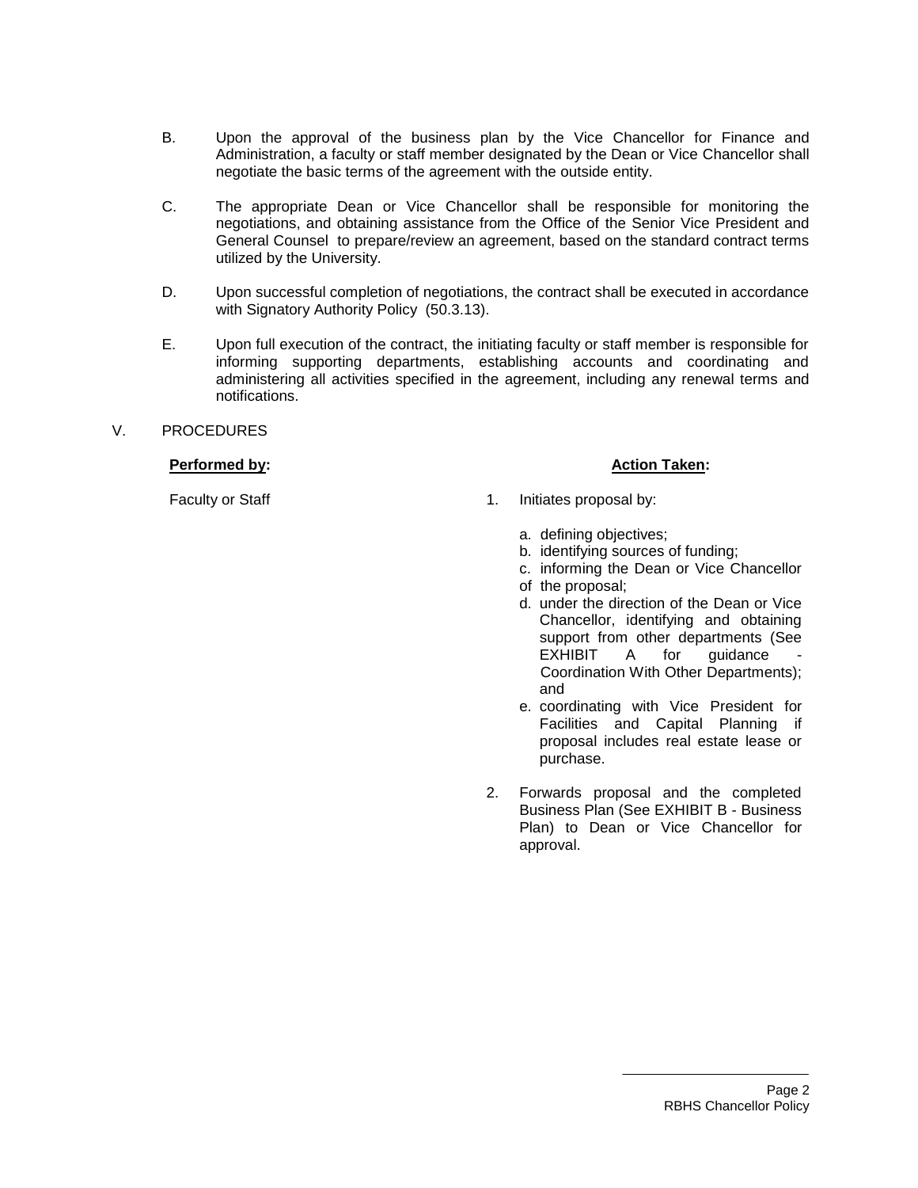B. Upon the approval of the business plan by the Vice Chancellor for Finance and Administration, a faculty or staff member designated by the Dean or Vice Chancellor shall negotiate the basic terms of the agreement with the outside entity.

C. The appropriate Dean or Vice Chancellor shall be responsible for monitoring the negotiations, and obtaining assistance from the Office of the Senior Vice President and General Counsel to prepare/review an agreement, based on the standard contract terms utilized by the University.

D. Upon successful completion of negotiations, the contract shall be executed in accordance with Signatory Authority Policy (50.3.13).

E. Upon full execution of the contract, the initiating faculty or staff member is responsible for informing supporting departments, establishing accounts and coordinating and administering all activities specified in the agreement, including any renewal terms and notifications.

V. PROCEDURES

| **Performed by:** | **Action Taken:** |
|---|---|
| Faculty or Staff | 1. Initiates proposal by:<br><br>a. defining objectives;<br>b. identifying sources of funding;<br>c. informing the Dean or Vice Chancellor of the proposal;<br>d. under the direction of the Dean or Vice Chancellor, identifying and obtaining support from other departments (See EXHIBIT A for guidance - Coordination With Other Departments); and<br>e. coordinating with Vice President for Facilities and Capital Planning if proposal includes real estate lease or purchase.<br><br>2. Forwards proposal and the completed Business Plan (See EXHIBIT B - Business Plan) to Dean or Vice Chancellor for approval. |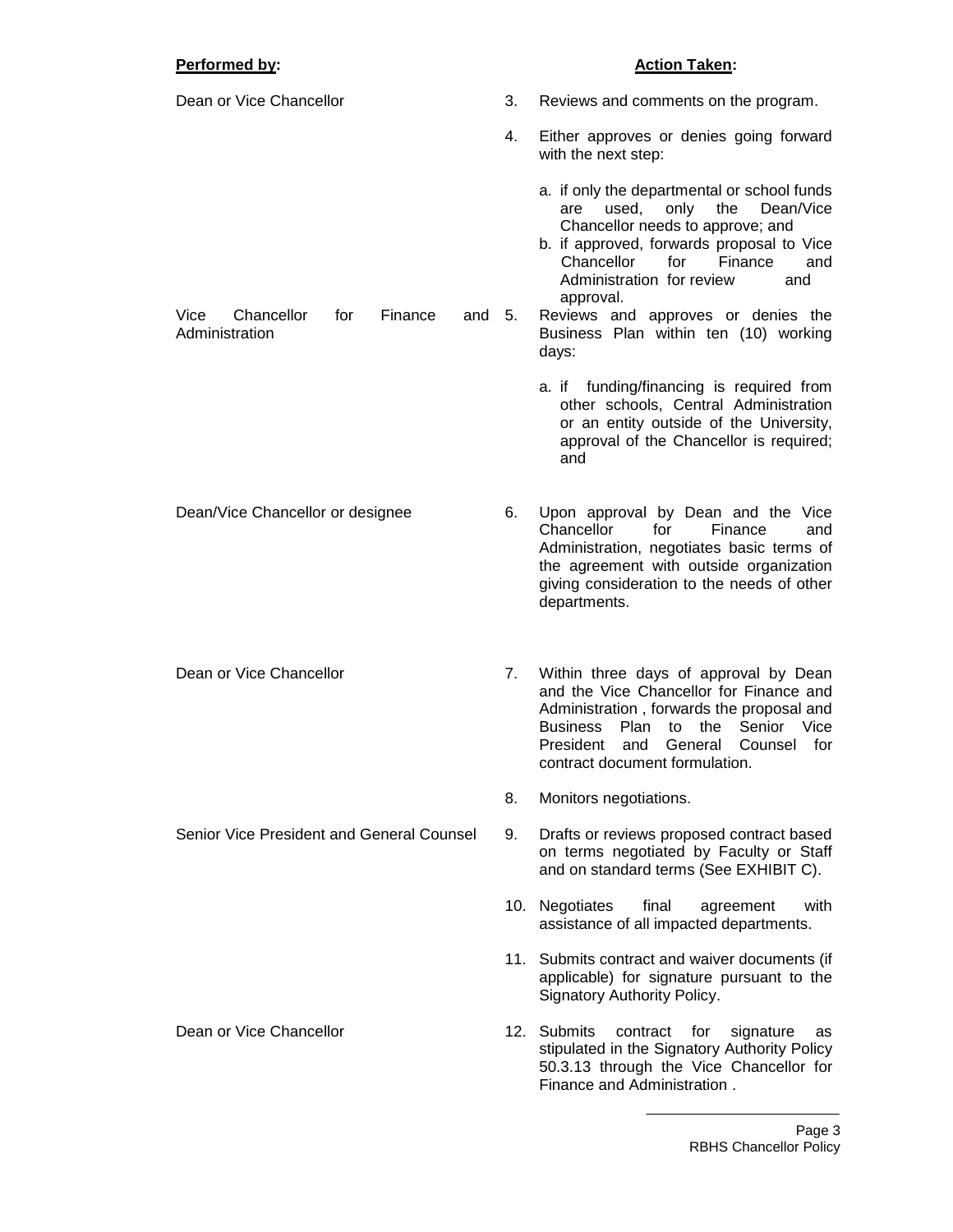| **Performed by:** | **Action Taken:** |
|---|---|
| Dean or Vice Chancellor | 3. Reviews and comments on the program. |
| | 4. Either approves or denies going forward with the next step:<br><br>a. if only the departmental or school funds are used, only the Dean/Vice Chancellor needs to approve; and<br>b. if approved, forwards proposal to Vice Chancellor for Finance and Administration for review and approval. |
| Vice Chancellor for Finance and Administration | 5. Reviews and approves or denies the Business Plan within ten (10) working days:<br><br>a. if funding/financing is required from other schools, Central Administration or an entity outside of the University, approval of the Chancellor is required; and |
| Dean/Vice Chancellor or designee | 6. Upon approval by Dean and the Vice Chancellor for Finance and Administration, negotiates basic terms of the agreement with outside organization giving consideration to the needs of other departments. |
| Dean or Vice Chancellor | 7. Within three days of approval by Dean and the Vice Chancellor for Finance and Administration , forwards the proposal and Business Plan to the Senior Vice President and General Counsel for contract document formulation. |
| | 8. Monitors negotiations. |
| Senior Vice President and General Counsel | 9. Drafts or reviews proposed contract based on terms negotiated by Faculty or Staff and on standard terms (See EXHIBIT C). |
| | 10. Negotiates final agreement with assistance of all impacted departments. |
| | 11. Submits contract and waiver documents (if applicable) for signature pursuant to the Signatory Authority Policy. |
| Dean or Vice Chancellor | 12. Submits contract for signature as stipulated in the Signatory Authority Policy 50.3.13 through the Vice Chancellor for Finance and Administration . |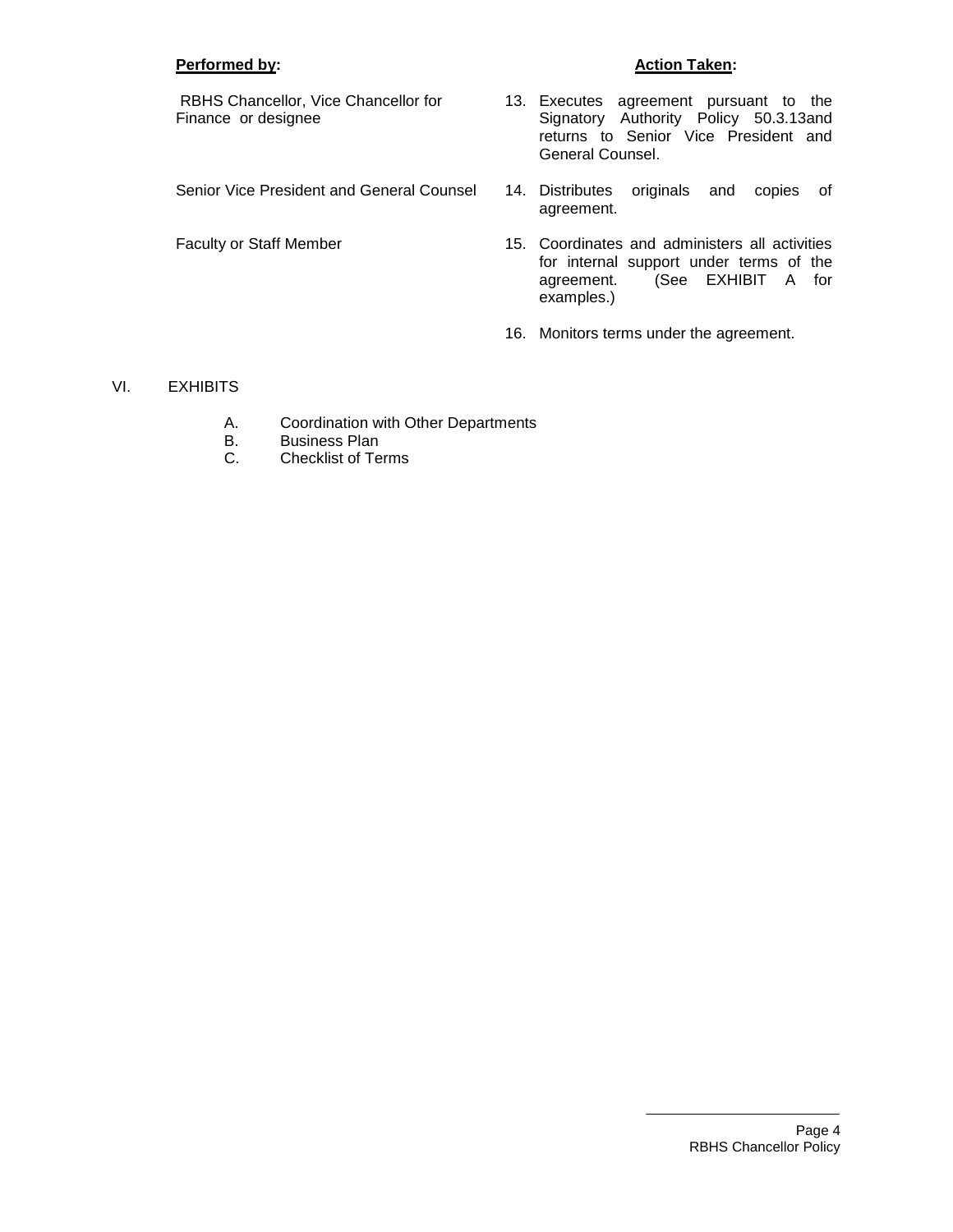| **Performed by:** | **Action Taken:** |
| --- | --- |
| RBHS Chancellor, Vice Chancellor for Finance or designee | 13. Executes agreement pursuant to the Signatory Authority Policy 50.3.13and returns to Senior Vice President and General Counsel. |
| Senior Vice President and General Counsel | 14. Distributes originals and copies of agreement. |
| Faculty or Staff Member | 15. Coordinates and administers all activities for internal support under terms of the agreement. (See EXHIBIT A for examples.) |
| | 16. Monitors terms under the agreement. |

## VI. EXHIBITS

A. Coordination with Other Departments
B. Business Plan
C. Checklist of Terms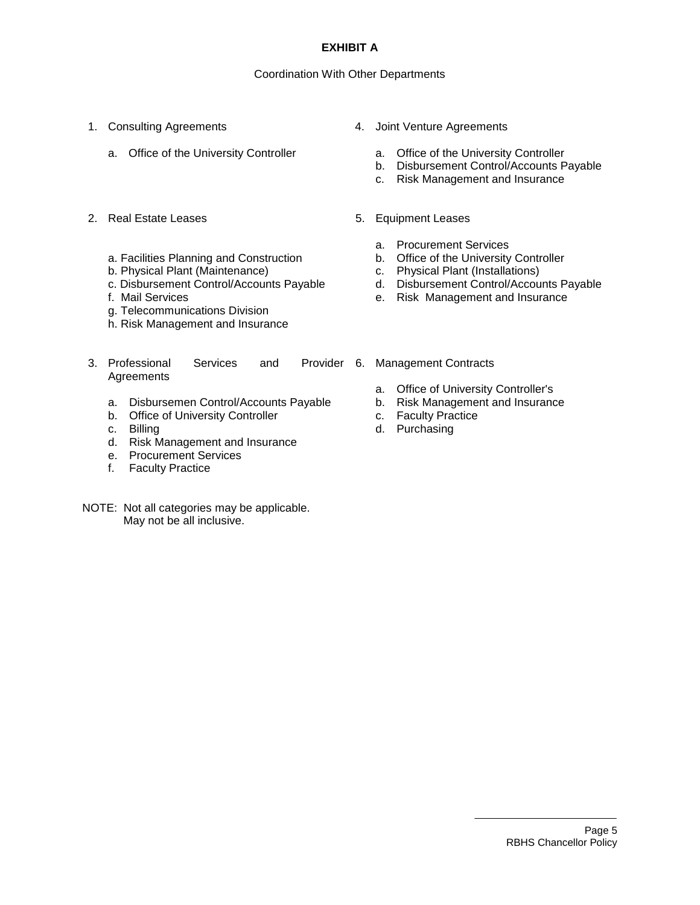**EXHIBIT A**

Coordination With Other Departments

1. Consulting Agreements

   a. Office of the University Controller

2. Real Estate Leases

   a. Facilities Planning and Construction
   b. Physical Plant (Maintenance)
   c. Disbursement Control/Accounts Payable
   f. Mail Services
   g. Telecommunications Division
   h. Risk Management and Insurance

3. Professional Services and Provider Agreements

   a. Disbursemen Control/Accounts Payable
   b. Office of University Controller
   c. Billing
   d. Risk Management and Insurance
   e. Procurement Services
   f. Faculty Practice

4. Joint Venture Agreements

   a. Office of the University Controller
   b. Disbursement Control/Accounts Payable
   c. Risk Management and Insurance

5. Equipment Leases

   a. Procurement Services
   b. Office of the University Controller
   c. Physical Plant (Installations)
   d. Disbursement Control/Accounts Payable
   e. Risk Management and Insurance

6. Management Contracts

   a. Office of University Controller's
   b. Risk Management and Insurance
   c. Faculty Practice
   d. Purchasing

NOTE: Not all categories may be applicable.
May not be all inclusive.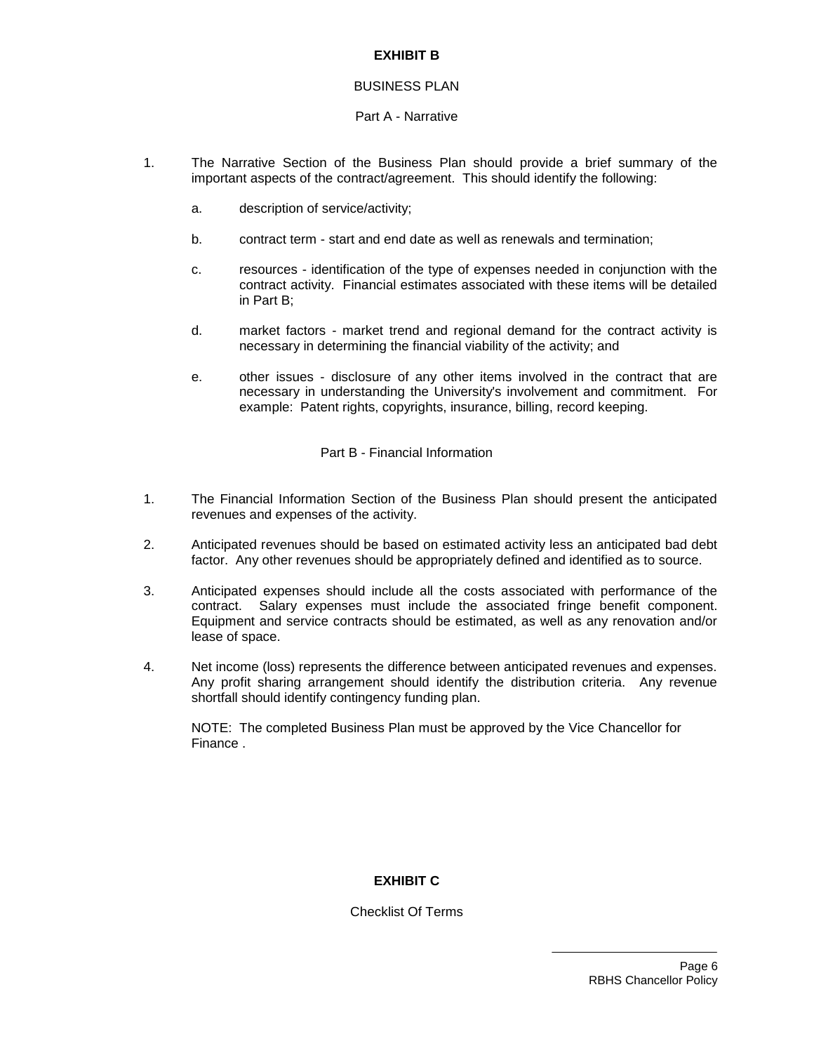## EXHIBIT B

BUSINESS PLAN

Part A - Narrative

1. The Narrative Section of the Business Plan should provide a brief summary of the important aspects of the contract/agreement. This should identify the following:

   a. description of service/activity;

   b. contract term - start and end date as well as renewals and termination;

   c. resources - identification of the type of expenses needed in conjunction with the contract activity. Financial estimates associated with these items will be detailed in Part B;

   d. market factors - market trend and regional demand for the contract activity is necessary in determining the financial viability of the activity; and

   e. other issues - disclosure of any other items involved in the contract that are necessary in understanding the University's involvement and commitment. For example: Patent rights, copyrights, insurance, billing, record keeping.

Part B - Financial Information

1. The Financial Information Section of the Business Plan should present the anticipated revenues and expenses of the activity.

2. Anticipated revenues should be based on estimated activity less an anticipated bad debt factor. Any other revenues should be appropriately defined and identified as to source.

3. Anticipated expenses should include all the costs associated with performance of the contract. Salary expenses must include the associated fringe benefit component. Equipment and service contracts should be estimated, as well as any renovation and/or lease of space.

4. Net income (loss) represents the difference between anticipated revenues and expenses. Any profit sharing arrangement should identify the distribution criteria. Any revenue shortfall should identify contingency funding plan.

   NOTE: The completed Business Plan must be approved by the Vice Chancellor for Finance .

## EXHIBIT C

Checklist Of Terms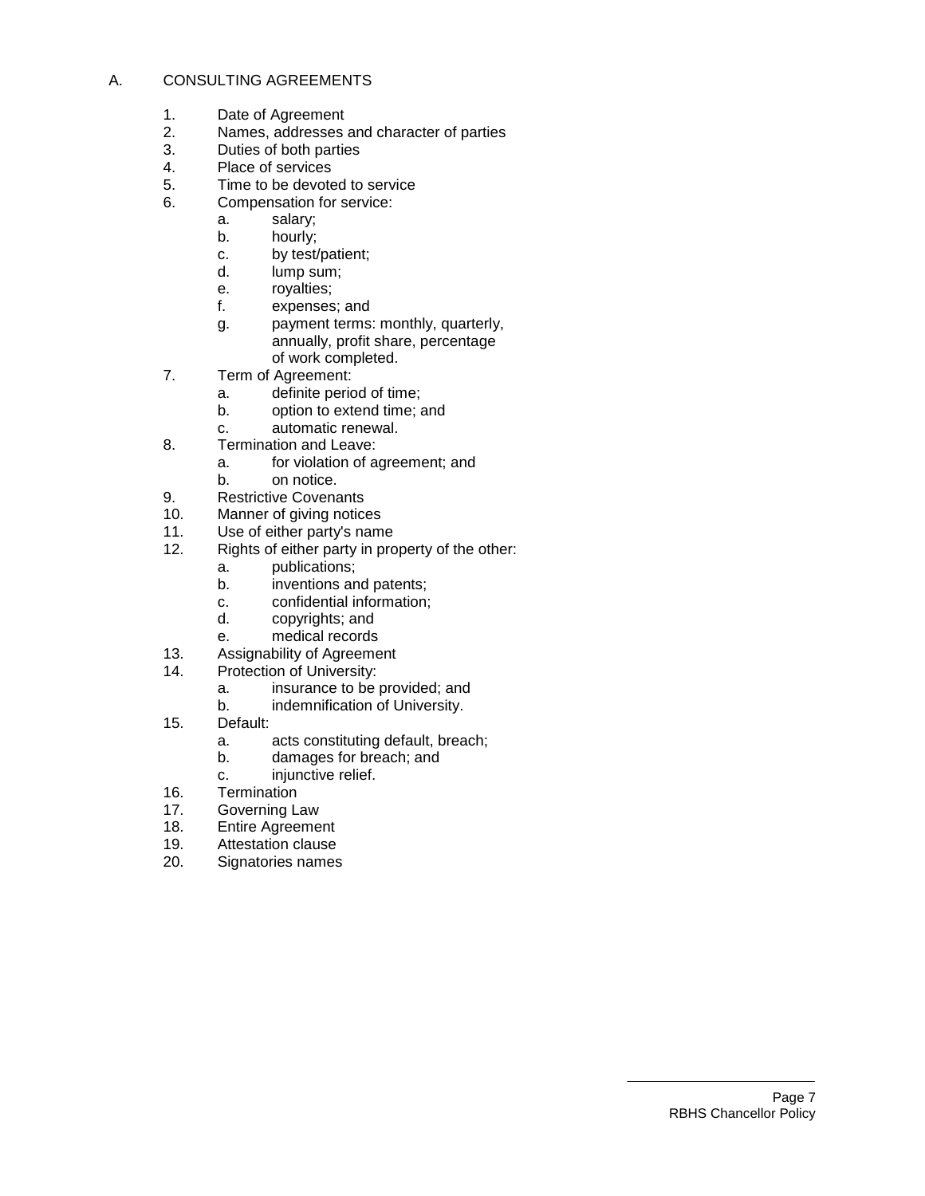## A. CONSULTING AGREEMENTS

1. Date of Agreement
2. Names, addresses and character of parties
3. Duties of both parties
4. Place of services
5. Time to be devoted to service
6. Compensation for service:
   a. salary;
   b. hourly;
   c. by test/patient;
   d. lump sum;
   e. royalties;
   f. expenses; and
   g. payment terms: monthly, quarterly, annually, profit share, percentage of work completed.
7. Term of Agreement:
   a. definite period of time;
   b. option to extend time; and
   c. automatic renewal.
8. Termination and Leave:
   a. for violation of agreement; and
   b. on notice.
9. Restrictive Covenants
10. Manner of giving notices
11. Use of either party's name
12. Rights of either party in property of the other:
    a. publications;
    b. inventions and patents;
    c. confidential information;
    d. copyrights; and
    e. medical records
13. Assignability of Agreement
14. Protection of University:
    a. insurance to be provided; and
    b. indemnification of University.
15. Default:
    a. acts constituting default, breach;
    b. damages for breach; and
    c. injunctive relief.
16. Termination
17. Governing Law
18. Entire Agreement
19. Attestation clause
20. Signatories names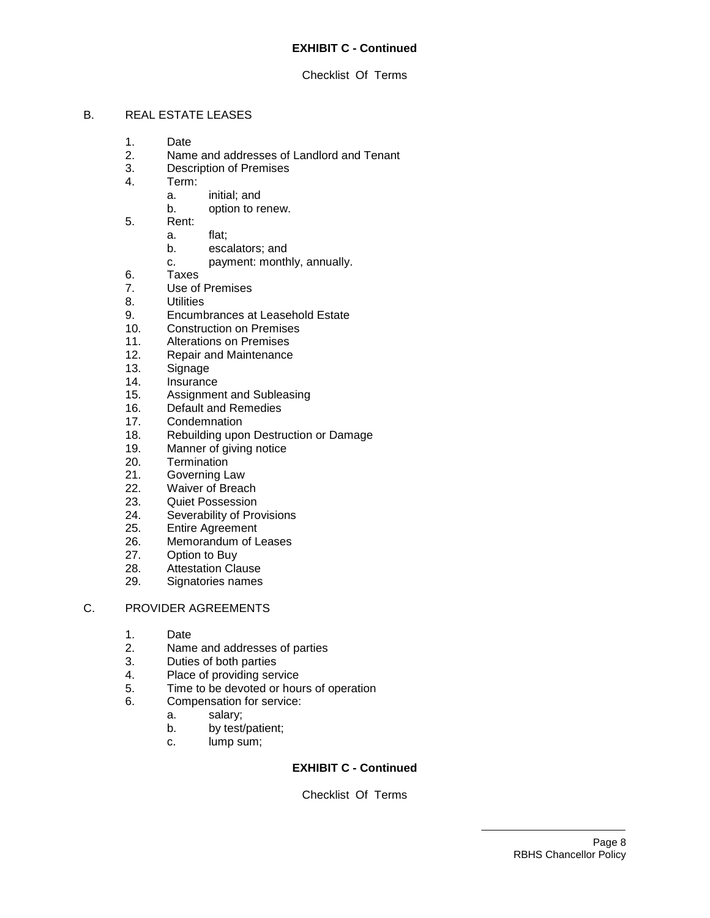**EXHIBIT C - Continued**

Checklist Of Terms

B. REAL ESTATE LEASES

1. Date
2. Name and addresses of Landlord and Tenant
3. Description of Premises
4. Term:
   a. initial; and
   b. option to renew.
5. Rent:
   a. flat;
   b. escalators; and
   c. payment: monthly, annually.
6. Taxes
7. Use of Premises
8. Utilities
9. Encumbrances at Leasehold Estate
10. Construction on Premises
11. Alterations on Premises
12. Repair and Maintenance
13. Signage
14. Insurance
15. Assignment and Subleasing
16. Default and Remedies
17. Condemnation
18. Rebuilding upon Destruction or Damage
19. Manner of giving notice
20. Termination
21. Governing Law
22. Waiver of Breach
23. Quiet Possession
24. Severability of Provisions
25. Entire Agreement
26. Memorandum of Leases
27. Option to Buy
28. Attestation Clause
29. Signatories names

C. PROVIDER AGREEMENTS

1. Date
2. Name and addresses of parties
3. Duties of both parties
4. Place of providing service
5. Time to be devoted or hours of operation
6. Compensation for service:
   a. salary;
   b. by test/patient;
   c. lump sum;

**EXHIBIT C - Continued**

Checklist Of Terms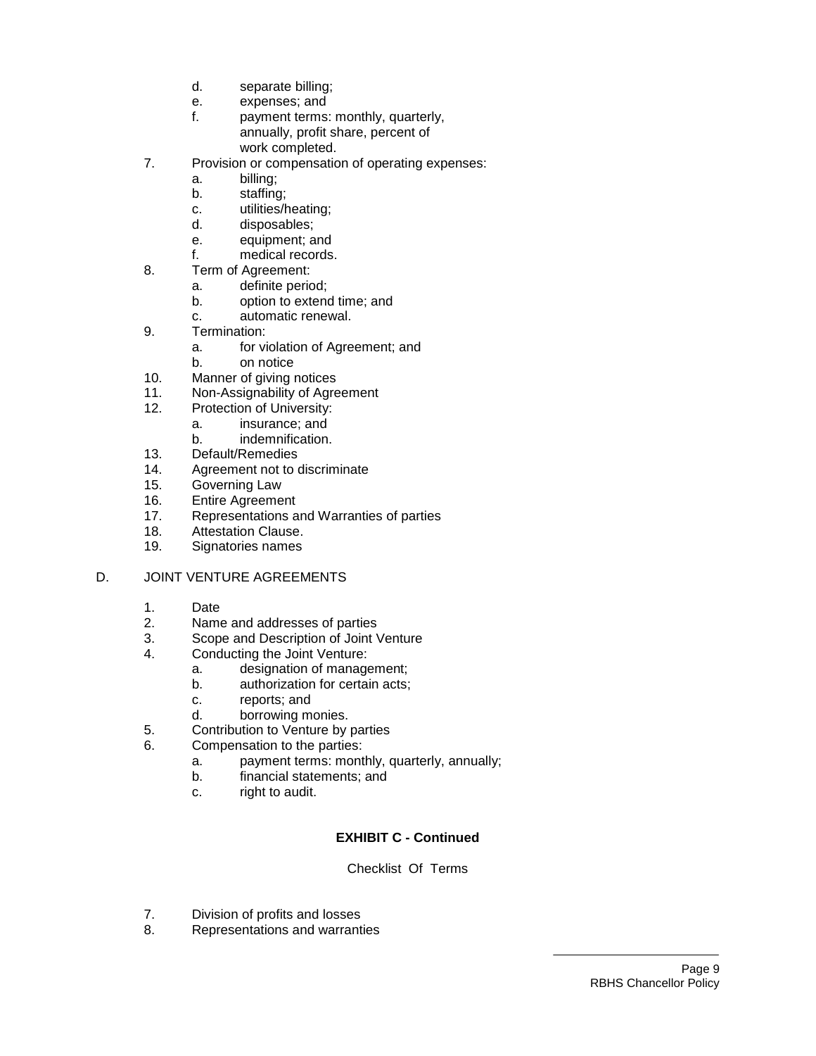d. separate billing;
   e. expenses; and
   f. payment terms: monthly, quarterly, annually, profit share, percent of work completed.
7. Provision or compensation of operating expenses:
   a. billing;
   b. staffing;
   c. utilities/heating;
   d. disposables;
   e. equipment; and
   f. medical records.
8. Term of Agreement:
   a. definite period;
   b. option to extend time; and
   c. automatic renewal.
9. Termination:
   a. for violation of Agreement; and
   b. on notice
10. Manner of giving notices
11. Non-Assignability of Agreement
12. Protection of University:
    a. insurance; and
    b. indemnification.
13. Default/Remedies
14. Agreement not to discriminate
15. Governing Law
16. Entire Agreement
17. Representations and Warranties of parties
18. Attestation Clause.
19. Signatories names

D. JOINT VENTURE AGREEMENTS

1. Date
2. Name and addresses of parties
3. Scope and Description of Joint Venture
4. Conducting the Joint Venture:
   a. designation of management;
   b. authorization for certain acts;
   c. reports; and
   d. borrowing monies.
5. Contribution to Venture by parties
6. Compensation to the parties:
   a. payment terms: monthly, quarterly, annually;
   b. financial statements; and
   c. right to audit.

**EXHIBIT C - Continued**

Checklist Of Terms

7. Division of profits and losses
8. Representations and warranties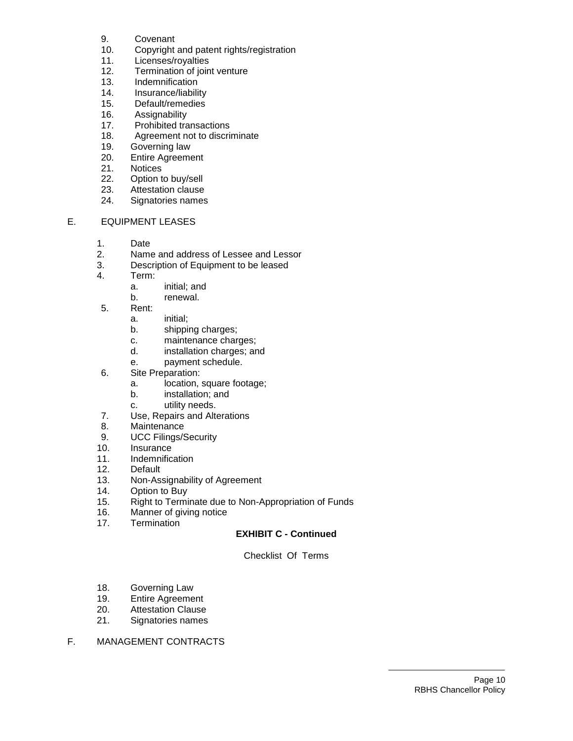9. Covenant
10. Copyright and patent rights/registration
11. Licenses/royalties
12. Termination of joint venture
13. Indemnification
14. Insurance/liability
15. Default/remedies
16. Assignability
17. Prohibited transactions
18. Agreement not to discriminate
19. Governing law
20. Entire Agreement
21. Notices
22. Option to buy/sell
23. Attestation clause
24. Signatories names

E. EQUIPMENT LEASES

1. Date
2. Name and address of Lessee and Lessor
3. Description of Equipment to be leased
4. Term:
   a. initial; and
   b. renewal.
5. Rent:
   a. initial;
   b. shipping charges;
   c. maintenance charges;
   d. installation charges; and
   e. payment schedule.
6. Site Preparation:
   a. location, square footage;
   b. installation; and
   c. utility needs.
7. Use, Repairs and Alterations
8. Maintenance
9. UCC Filings/Security
10. Insurance
11. Indemnification
12. Default
13. Non-Assignability of Agreement
14. Option to Buy
15. Right to Terminate due to Non-Appropriation of Funds
16. Manner of giving notice
17. Termination

**EXHIBIT C - Continued**

Checklist Of Terms

18. Governing Law
19. Entire Agreement
20. Attestation Clause
21. Signatories names

F. MANAGEMENT CONTRACTS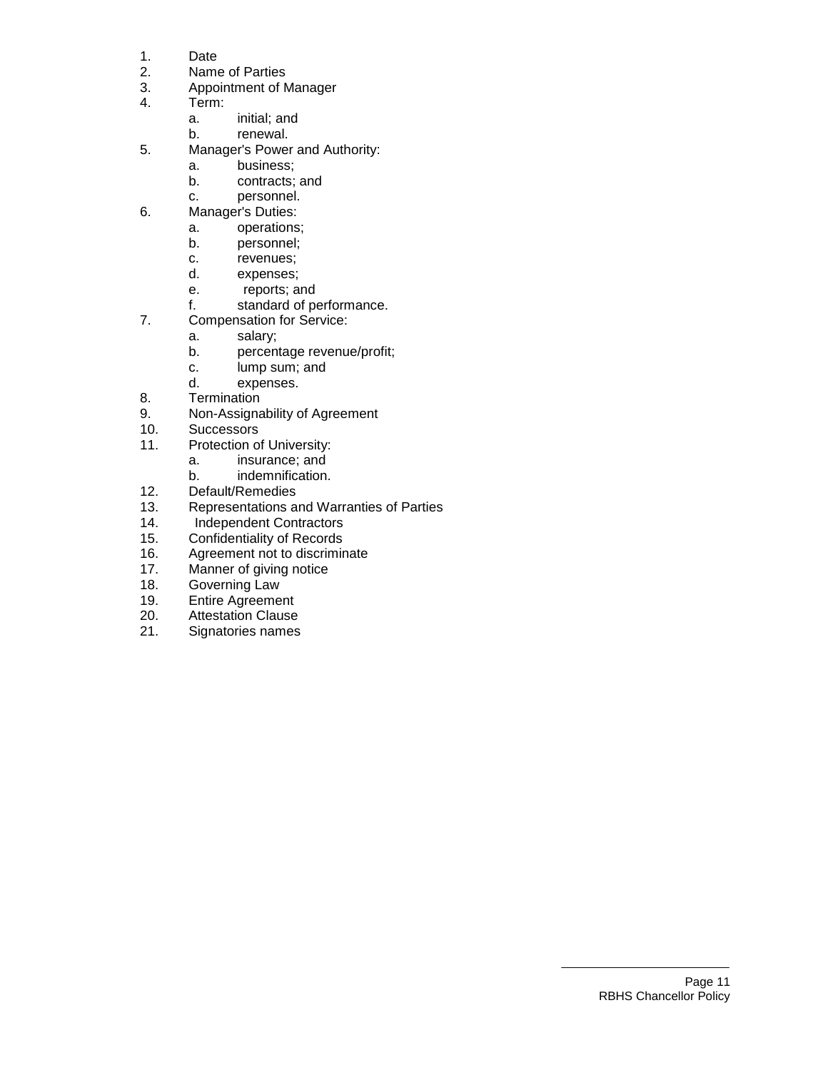1. Date
2. Name of Parties
3. Appointment of Manager
4. Term:
    a. initial; and
    b. renewal.
5. Manager's Power and Authority:
    a. business;
    b. contracts; and
    c. personnel.
6. Manager's Duties:
    a. operations;
    b. personnel;
    c. revenues;
    d. expenses;
    e. reports; and
    f. standard of performance.
7. Compensation for Service:
    a. salary;
    b. percentage revenue/profit;
    c. lump sum; and
    d. expenses.
8. Termination
9. Non-Assignability of Agreement
10. Successors
11. Protection of University:
    a. insurance; and
    b. indemnification.
12. Default/Remedies
13. Representations and Warranties of Parties
14. Independent Contractors
15. Confidentiality of Records
16. Agreement not to discriminate
17. Manner of giving notice
18. Governing Law
19. Entire Agreement
20. Attestation Clause
21. Signatories names